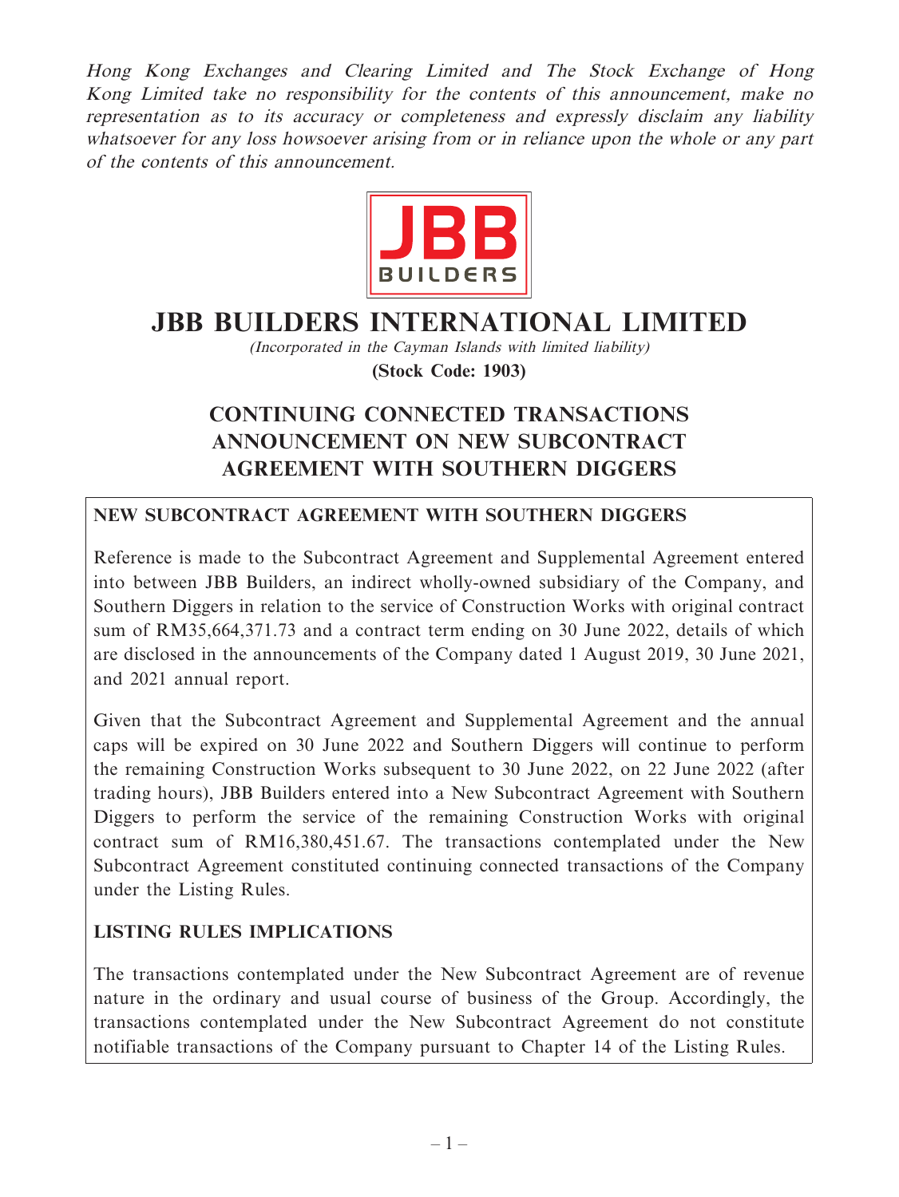*Hong Kong Exchanges and Clearing Limited and The Stock Exchange of Hong Kong Limited take no responsibility for the contents of this announcement, make no representation as to its accuracy or completeness and expressly disclaim any liability whatsoever for any loss howsoever arising from or in reliance upon the whole or any part of the contents of this announcement.*

# JBB BUILDERS INTERNATIONAL LIMITED

*(Incorporated in the Cayman Islands with limited liability)*

**(Stock Code: 1903)**

## CONTINUING CONNECTED TRANSACTIONS ANNOUNCEMENT ON NEW SUBCONTRACT AGREEMENT WITH SOUTHERN DIGGERS

### NEW SUBCONTRACT AGREEMENT WITH SOUTHERN DIGGERS

Reference is made to the Subcontract Agreement and Supplemental Agreement entered into between JBB Builders, an indirect wholly-owned subsidiary of the Company, and Southern Diggers in relation to the service of Construction Works with original contract sum of RM35,664,371.73 and a contract term ending on 30 June 2022, details of which are disclosed in the announcements of the Company dated 1 August 2019, 30 June 2021, and 2021 annual report.

Given that the Subcontract Agreement and Supplemental Agreement and the annual caps will be expired on 30 June 2022 and Southern Diggers will continue to perform the remaining Construction Works subsequent to 30 June 2022, on 22 June 2022 (after trading hours), JBB Builders entered into a New Subcontract Agreement with Southern Diggers to perform the service of the remaining Construction Works with original contract sum of RM16,380,451.67. The transactions contemplated under the New Subcontract Agreement constituted continuing connected transactions of the Company under the Listing Rules.

### LISTING RULES IMPLICATIONS

The transactions contemplated under the New Subcontract Agreement are of revenue nature in the ordinary and usual course of business of the Group. Accordingly, the transactions contemplated under the New Subcontract Agreement do not constitute notifiable transactions of the Company pursuant to Chapter 14 of the Listing Rules.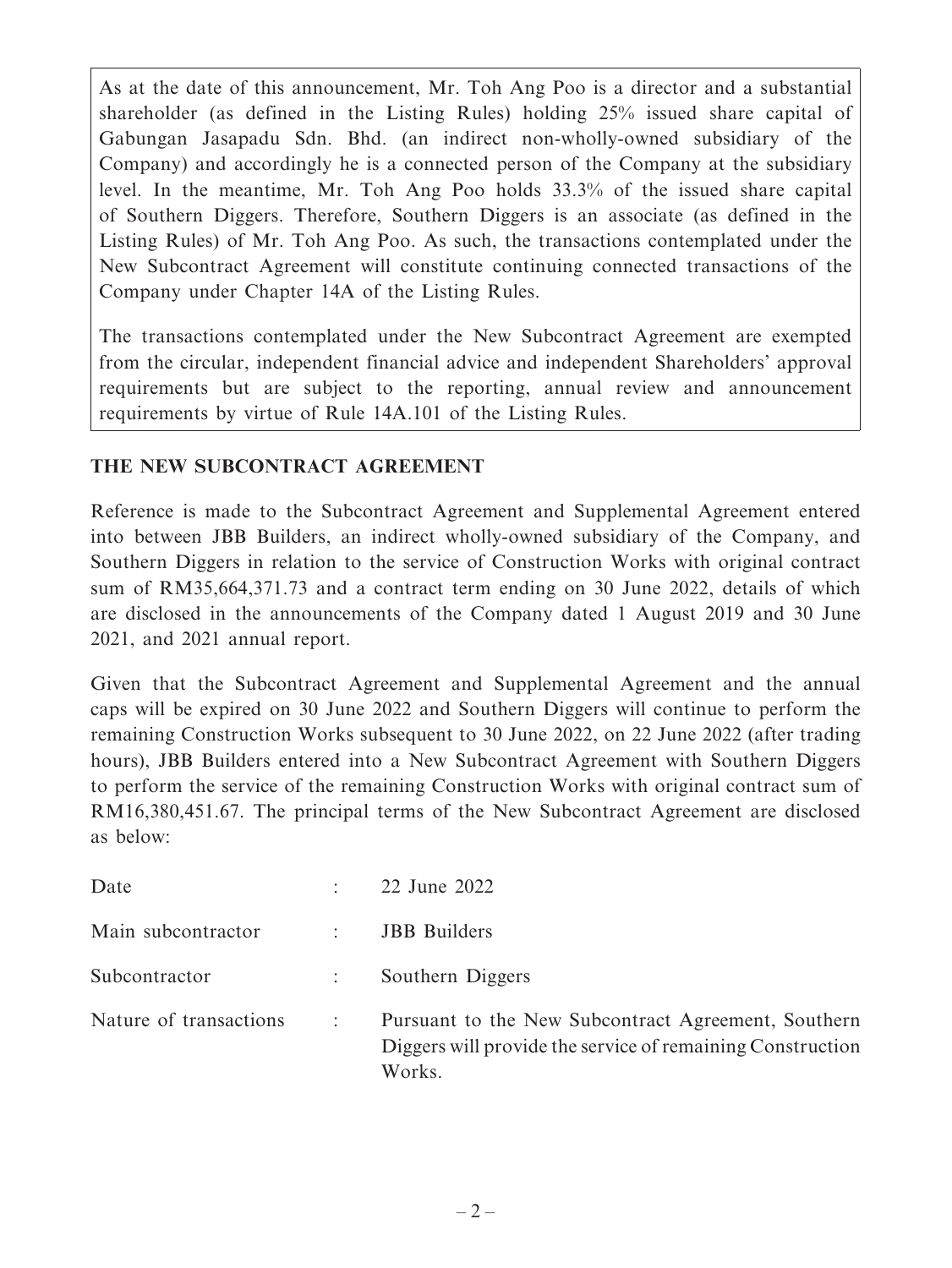As at the date of this announcement, Mr. Toh Ang Poo is a director and a substantial shareholder (as defined in the Listing Rules) holding 25% issued share capital of Gabungan Jasapadu Sdn. Bhd. (an indirect non-wholly-owned subsidiary of the Company) and accordingly he is a connected person of the Company at the subsidiary level. In the meantime, Mr. Toh Ang Poo holds 33.3% of the issued share capital of Southern Diggers. Therefore, Southern Diggers is an associate (as defined in the Listing Rules) of Mr. Toh Ang Poo. As such, the transactions contemplated under the New Subcontract Agreement will constitute continuing connected transactions of the Company under Chapter 14A of the Listing Rules.

The transactions contemplated under the New Subcontract Agreement are exempted from the circular, independent financial advice and independent Shareholders' approval requirements but are subject to the reporting, annual review and announcement requirements by virtue of Rule 14A.101 of the Listing Rules.

## THE NEW SUBCONTRACT AGREEMENT

Reference is made to the Subcontract Agreement and Supplemental Agreement entered into between JBB Builders, an indirect wholly-owned subsidiary of the Company, and Southern Diggers in relation to the service of Construction Works with original contract sum of RM35,664,371.73 and a contract term ending on 30 June 2022, details of which are disclosed in the announcements of the Company dated 1 August 2019 and 30 June 2021, and 2021 annual report.

Given that the Subcontract Agreement and Supplemental Agreement and the annual caps will be expired on 30 June 2022 and Southern Diggers will continue to perform the remaining Construction Works subsequent to 30 June 2022, on 22 June 2022 (after trading hours), JBB Builders entered into a New Subcontract Agreement with Southern Diggers to perform the service of the remaining Construction Works with original contract sum of RM16,380,451.67. The principal terms of the New Subcontract Agreement are disclosed as below:

| | | |
|---|---|---|
| Date | : | 22 June 2022 |
| Main subcontractor | : | JBB Builders |
| Subcontractor | : | Southern Diggers |
| Nature of transactions | : | Pursuant to the New Subcontract Agreement, Southern Diggers will provide the service of remaining Construction Works. |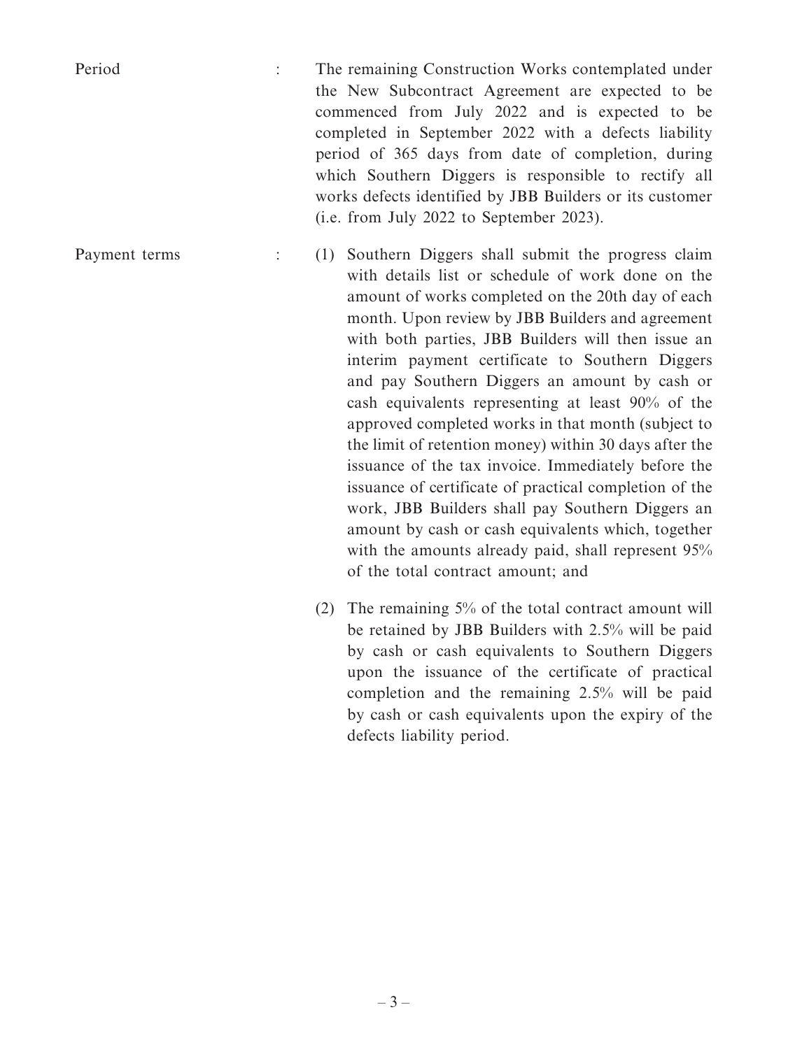Period : The remaining Construction Works contemplated under the New Subcontract Agreement are expected to be commenced from July 2022 and is expected to be completed in September 2022 with a defects liability period of 365 days from date of completion, during which Southern Diggers is responsible to rectify all works defects identified by JBB Builders or its customer (i.e. from July 2022 to September 2023).

Payment terms :

(1) Southern Diggers shall submit the progress claim with details list or schedule of work done on the amount of works completed on the 20th day of each month. Upon review by JBB Builders and agreement with both parties, JBB Builders will then issue an interim payment certificate to Southern Diggers and pay Southern Diggers an amount by cash or cash equivalents representing at least 90% of the approved completed works in that month (subject to the limit of retention money) within 30 days after the issuance of the tax invoice. Immediately before the issuance of certificate of practical completion of the work, JBB Builders shall pay Southern Diggers an amount by cash or cash equivalents which, together with the amounts already paid, shall represent 95% of the total contract amount; and

(2) The remaining 5% of the total contract amount will be retained by JBB Builders with 2.5% will be paid by cash or cash equivalents to Southern Diggers upon the issuance of the certificate of practical completion and the remaining 2.5% will be paid by cash or cash equivalents upon the expiry of the defects liability period.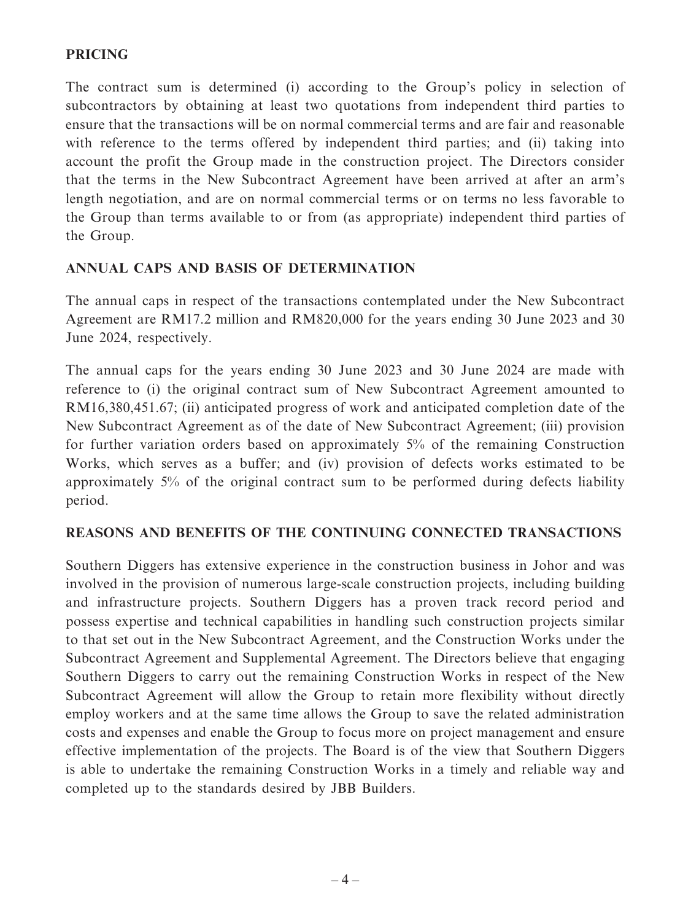## PRICING

The contract sum is determined (i) according to the Group's policy in selection of subcontractors by obtaining at least two quotations from independent third parties to ensure that the transactions will be on normal commercial terms and are fair and reasonable with reference to the terms offered by independent third parties; and (ii) taking into account the profit the Group made in the construction project. The Directors consider that the terms in the New Subcontract Agreement have been arrived at after an arm's length negotiation, and are on normal commercial terms or on terms no less favorable to the Group than terms available to or from (as appropriate) independent third parties of the Group.

## ANNUAL CAPS AND BASIS OF DETERMINATION

The annual caps in respect of the transactions contemplated under the New Subcontract Agreement are RM17.2 million and RM820,000 for the years ending 30 June 2023 and 30 June 2024, respectively.

The annual caps for the years ending 30 June 2023 and 30 June 2024 are made with reference to (i) the original contract sum of New Subcontract Agreement amounted to RM16,380,451.67; (ii) anticipated progress of work and anticipated completion date of the New Subcontract Agreement as of the date of New Subcontract Agreement; (iii) provision for further variation orders based on approximately 5% of the remaining Construction Works, which serves as a buffer; and (iv) provision of defects works estimated to be approximately 5% of the original contract sum to be performed during defects liability period.

## REASONS AND BENEFITS OF THE CONTINUING CONNECTED TRANSACTIONS

Southern Diggers has extensive experience in the construction business in Johor and was involved in the provision of numerous large-scale construction projects, including building and infrastructure projects. Southern Diggers has a proven track record period and possess expertise and technical capabilities in handling such construction projects similar to that set out in the New Subcontract Agreement, and the Construction Works under the Subcontract Agreement and Supplemental Agreement. The Directors believe that engaging Southern Diggers to carry out the remaining Construction Works in respect of the New Subcontract Agreement will allow the Group to retain more flexibility without directly employ workers and at the same time allows the Group to save the related administration costs and expenses and enable the Group to focus more on project management and ensure effective implementation of the projects. The Board is of the view that Southern Diggers is able to undertake the remaining Construction Works in a timely and reliable way and completed up to the standards desired by JBB Builders.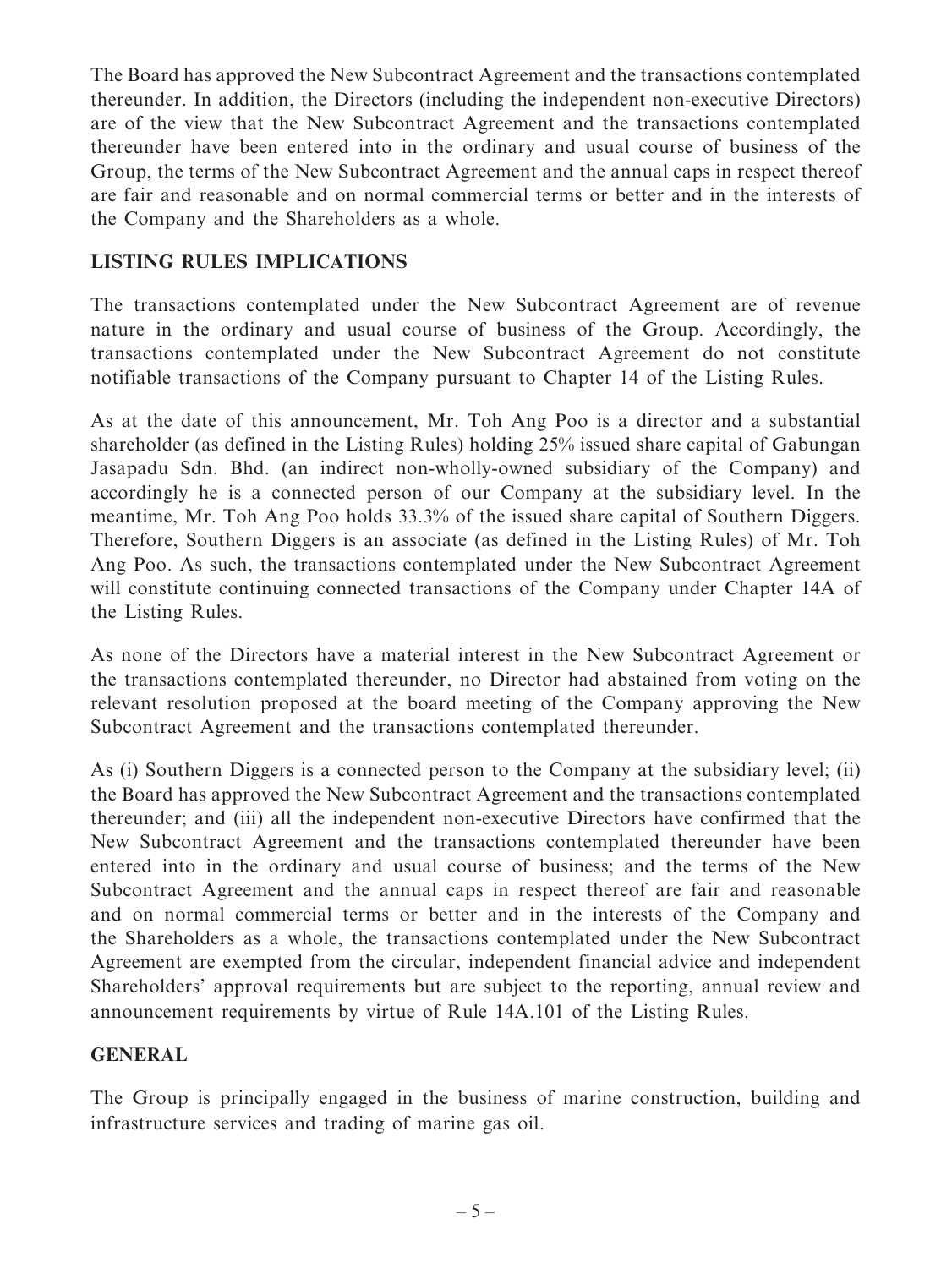The Board has approved the New Subcontract Agreement and the transactions contemplated thereunder. In addition, the Directors (including the independent non-executive Directors) are of the view that the New Subcontract Agreement and the transactions contemplated thereunder have been entered into in the ordinary and usual course of business of the Group, the terms of the New Subcontract Agreement and the annual caps in respect thereof are fair and reasonable and on normal commercial terms or better and in the interests of the Company and the Shareholders as a whole.

## LISTING RULES IMPLICATIONS

The transactions contemplated under the New Subcontract Agreement are of revenue nature in the ordinary and usual course of business of the Group. Accordingly, the transactions contemplated under the New Subcontract Agreement do not constitute notifiable transactions of the Company pursuant to Chapter 14 of the Listing Rules.

As at the date of this announcement, Mr. Toh Ang Poo is a director and a substantial shareholder (as defined in the Listing Rules) holding 25% issued share capital of Gabungan Jasapadu Sdn. Bhd. (an indirect non-wholly-owned subsidiary of the Company) and accordingly he is a connected person of our Company at the subsidiary level. In the meantime, Mr. Toh Ang Poo holds 33.3% of the issued share capital of Southern Diggers. Therefore, Southern Diggers is an associate (as defined in the Listing Rules) of Mr. Toh Ang Poo. As such, the transactions contemplated under the New Subcontract Agreement will constitute continuing connected transactions of the Company under Chapter 14A of the Listing Rules.

As none of the Directors have a material interest in the New Subcontract Agreement or the transactions contemplated thereunder, no Director had abstained from voting on the relevant resolution proposed at the board meeting of the Company approving the New Subcontract Agreement and the transactions contemplated thereunder.

As (i) Southern Diggers is a connected person to the Company at the subsidiary level; (ii) the Board has approved the New Subcontract Agreement and the transactions contemplated thereunder; and (iii) all the independent non-executive Directors have confirmed that the New Subcontract Agreement and the transactions contemplated thereunder have been entered into in the ordinary and usual course of business; and the terms of the New Subcontract Agreement and the annual caps in respect thereof are fair and reasonable and on normal commercial terms or better and in the interests of the Company and the Shareholders as a whole, the transactions contemplated under the New Subcontract Agreement are exempted from the circular, independent financial advice and independent Shareholders' approval requirements but are subject to the reporting, annual review and announcement requirements by virtue of Rule 14A.101 of the Listing Rules.

## GENERAL

The Group is principally engaged in the business of marine construction, building and infrastructure services and trading of marine gas oil.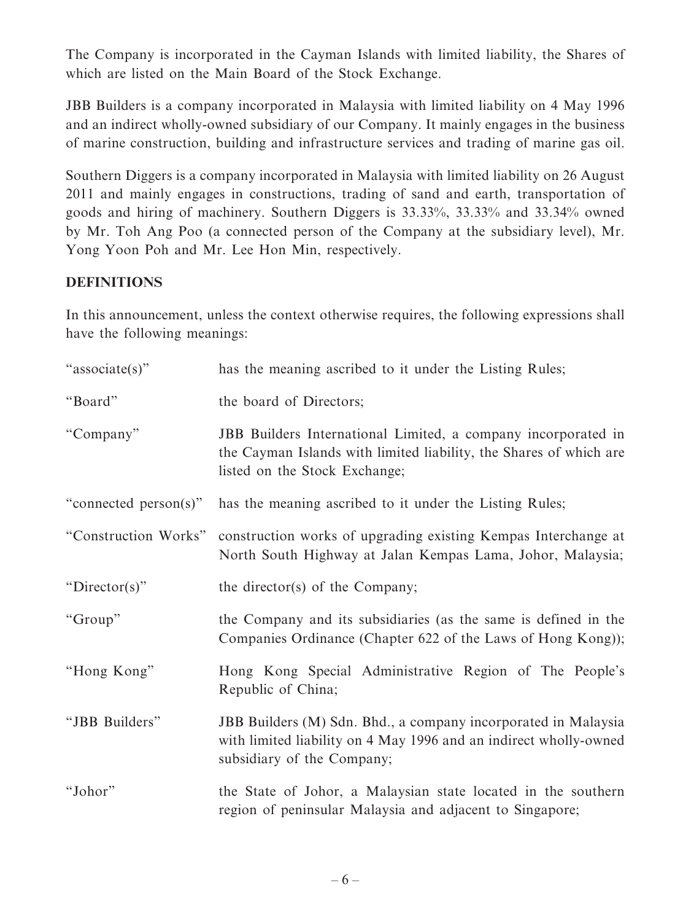The Company is incorporated in the Cayman Islands with limited liability, the Shares of which are listed on the Main Board of the Stock Exchange.

JBB Builders is a company incorporated in Malaysia with limited liability on 4 May 1996 and an indirect wholly-owned subsidiary of our Company. It mainly engages in the business of marine construction, building and infrastructure services and trading of marine gas oil.

Southern Diggers is a company incorporated in Malaysia with limited liability on 26 August 2011 and mainly engages in constructions, trading of sand and earth, transportation of goods and hiring of machinery. Southern Diggers is 33.33%, 33.33% and 33.34% owned by Mr. Toh Ang Poo (a connected person of the Company at the subsidiary level), Mr. Yong Yoon Poh and Mr. Lee Hon Min, respectively.

## DEFINITIONS

In this announcement, unless the context otherwise requires, the following expressions shall have the following meanings:

| | |
|---|---|
| "associate(s)" | has the meaning ascribed to it under the Listing Rules; |
| "Board" | the board of Directors; |
| "Company" | JBB Builders International Limited, a company incorporated in the Cayman Islands with limited liability, the Shares of which are listed on the Stock Exchange; |
| "connected person(s)" | has the meaning ascribed to it under the Listing Rules; |
| "Construction Works" | construction works of upgrading existing Kempas Interchange at North South Highway at Jalan Kempas Lama, Johor, Malaysia; |
| "Director(s)" | the director(s) of the Company; |
| "Group" | the Company and its subsidiaries (as the same is defined in the Companies Ordinance (Chapter 622 of the Laws of Hong Kong)); |
| "Hong Kong" | Hong Kong Special Administrative Region of The People's Republic of China; |
| "JBB Builders" | JBB Builders (M) Sdn. Bhd., a company incorporated in Malaysia with limited liability on 4 May 1996 and an indirect wholly-owned subsidiary of the Company; |
| "Johor" | the State of Johor, a Malaysian state located in the southern region of peninsular Malaysia and adjacent to Singapore; |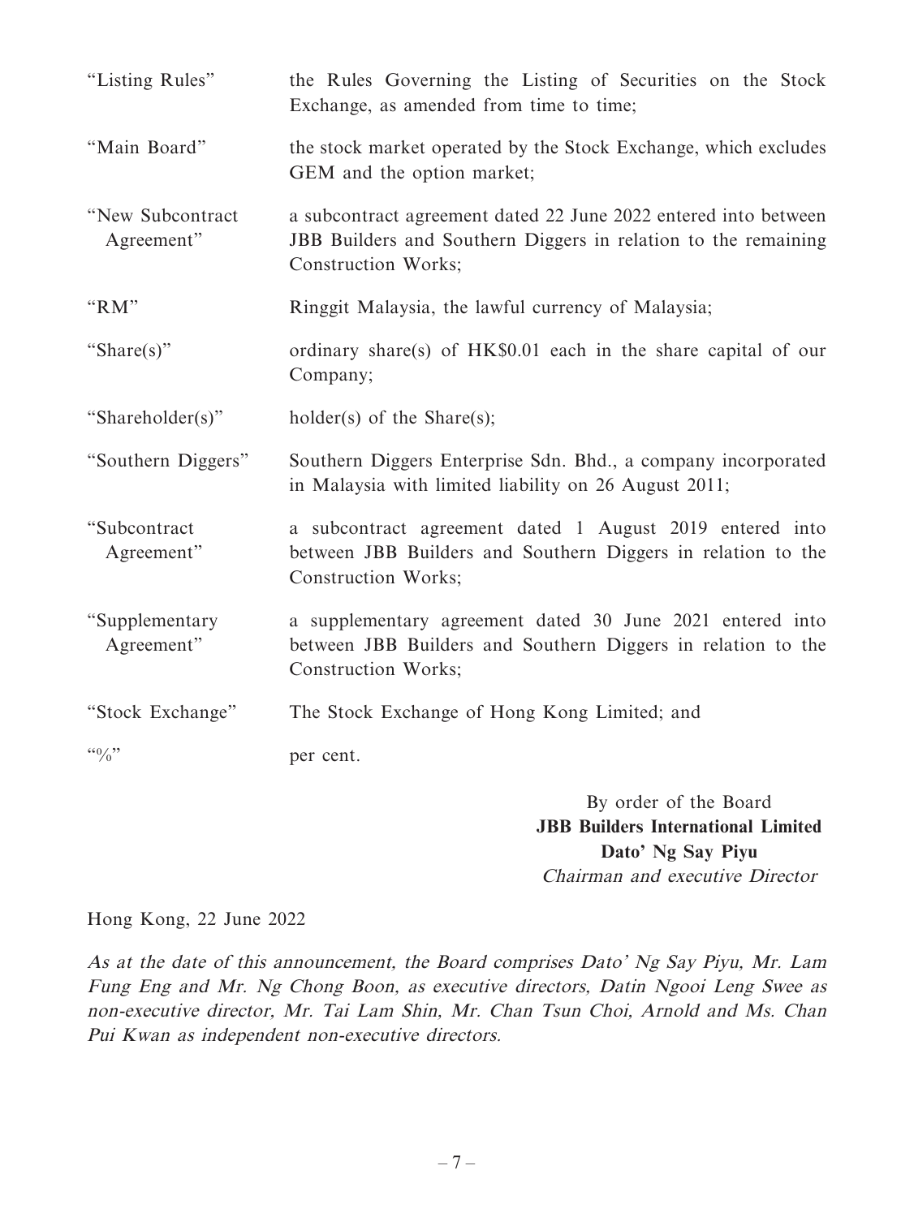| | |
|---|---|
| "Listing Rules" | the Rules Governing the Listing of Securities on the Stock Exchange, as amended from time to time; |
| "Main Board" | the stock market operated by the Stock Exchange, which excludes GEM and the option market; |
| "New Subcontract Agreement" | a subcontract agreement dated 22 June 2022 entered into between JBB Builders and Southern Diggers in relation to the remaining Construction Works; |
| "RM" | Ringgit Malaysia, the lawful currency of Malaysia; |
| "Share(s)" | ordinary share(s) of HK$0.01 each in the share capital of our Company; |
| "Shareholder(s)" | holder(s) of the Share(s); |
| "Southern Diggers" | Southern Diggers Enterprise Sdn. Bhd., a company incorporated in Malaysia with limited liability on 26 August 2011; |
| "Subcontract Agreement" | a subcontract agreement dated 1 August 2019 entered into between JBB Builders and Southern Diggers in relation to the Construction Works; |
| "Supplementary Agreement" | a supplementary agreement dated 30 June 2021 entered into between JBB Builders and Southern Diggers in relation to the Construction Works; |
| "Stock Exchange" | The Stock Exchange of Hong Kong Limited; and |
| "%" | per cent. |

By order of the Board
**JBB Builders International Limited**
**Dato' Ng Say Piyu**
*Chairman and executive Director*

Hong Kong, 22 June 2022

*As at the date of this announcement, the Board comprises Dato' Ng Say Piyu, Mr. Lam Fung Eng and Mr. Ng Chong Boon, as executive directors, Datin Ngooi Leng Swee as non-executive director, Mr. Tai Lam Shin, Mr. Chan Tsun Choi, Arnold and Ms. Chan Pui Kwan as independent non-executive directors.*